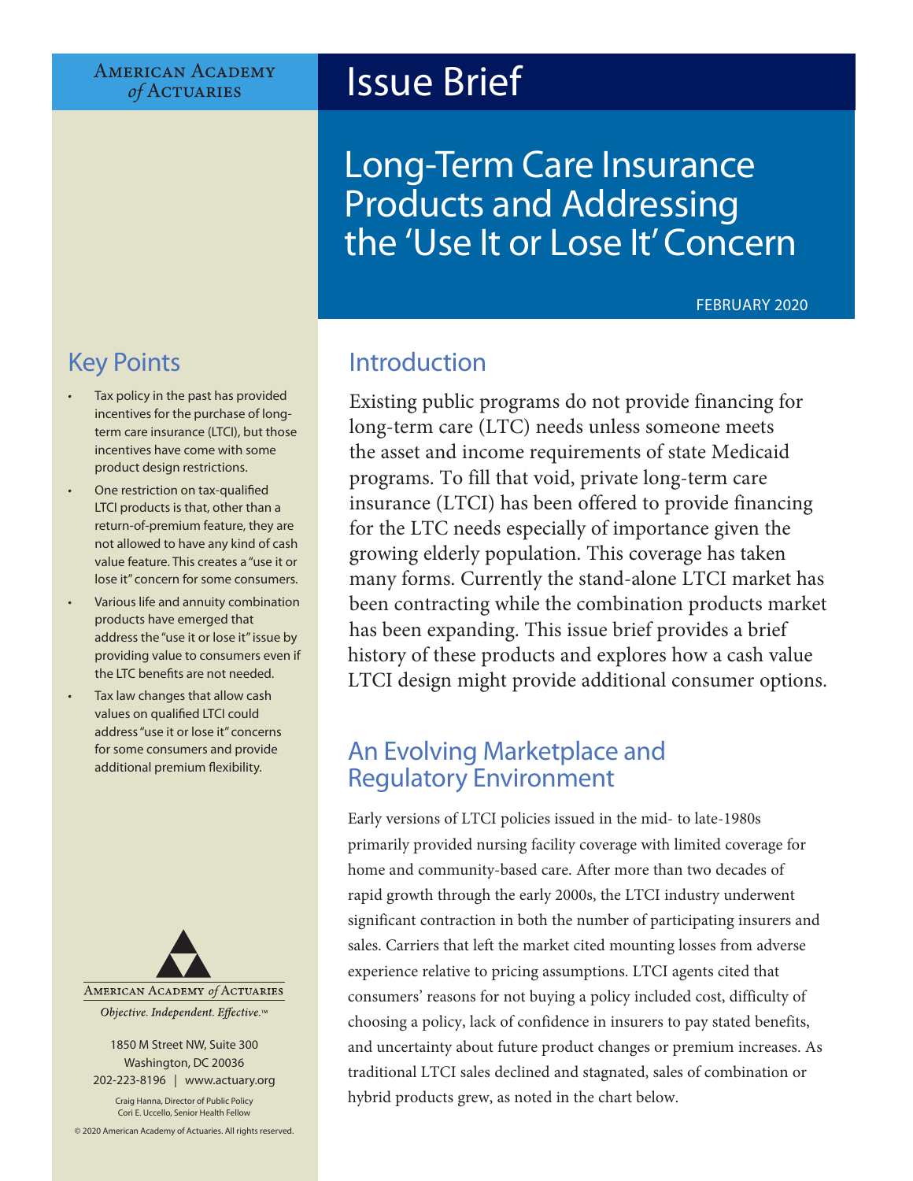American Academy *of* Actuaries

# Issue Brief

## Long-Term Care Insurance Products and Addressing the 'Use It or Lose It' Concern

FEBRUARY 2020

### Key Points

- Tax policy in the past has provided incentives for the purchase of long-term care insurance (LTCI), but those incentives have come with some product design restrictions.
- One restriction on tax-qualified LTCI products is that, other than a return-of-premium feature, they are not allowed to have any kind of cash value feature. This creates a "use it or lose it" concern for some consumers.
- Various life and annuity combination products have emerged that address the "use it or lose it" issue by providing value to consumers even if the LTC benefits are not needed.
- Tax law changes that allow cash values on qualified LTCI could address "use it or lose it" concerns for some consumers and provide additional premium flexibility.

American Academy *of* Actuaries

*Objective. Independent. Effective.*™

1850 M Street NW, Suite 300
Washington, DC 20036
202-223-8196 | www.actuary.org

Craig Hanna, Director of Public Policy
Cori E. Uccello, Senior Health Fellow

© 2020 American Academy of Actuaries. All rights reserved.

## Introduction

Existing public programs do not provide financing for long-term care (LTC) needs unless someone meets the asset and income requirements of state Medicaid programs. To fill that void, private long-term care insurance (LTCI) has been offered to provide financing for the LTC needs especially of importance given the growing elderly population. This coverage has taken many forms. Currently the stand-alone LTCI market has been contracting while the combination products market has been expanding. This issue brief provides a brief history of these products and explores how a cash value LTCI design might provide additional consumer options.

## An Evolving Marketplace and Regulatory Environment

Early versions of LTCI policies issued in the mid- to late-1980s primarily provided nursing facility coverage with limited coverage for home and community-based care. After more than two decades of rapid growth through the early 2000s, the LTCI industry underwent significant contraction in both the number of participating insurers and sales. Carriers that left the market cited mounting losses from adverse experience relative to pricing assumptions. LTCI agents cited that consumers' reasons for not buying a policy included cost, difficulty of choosing a policy, lack of confidence in insurers to pay stated benefits, and uncertainty about future product changes or premium increases. As traditional LTCI sales declined and stagnated, sales of combination or hybrid products grew, as noted in the chart below.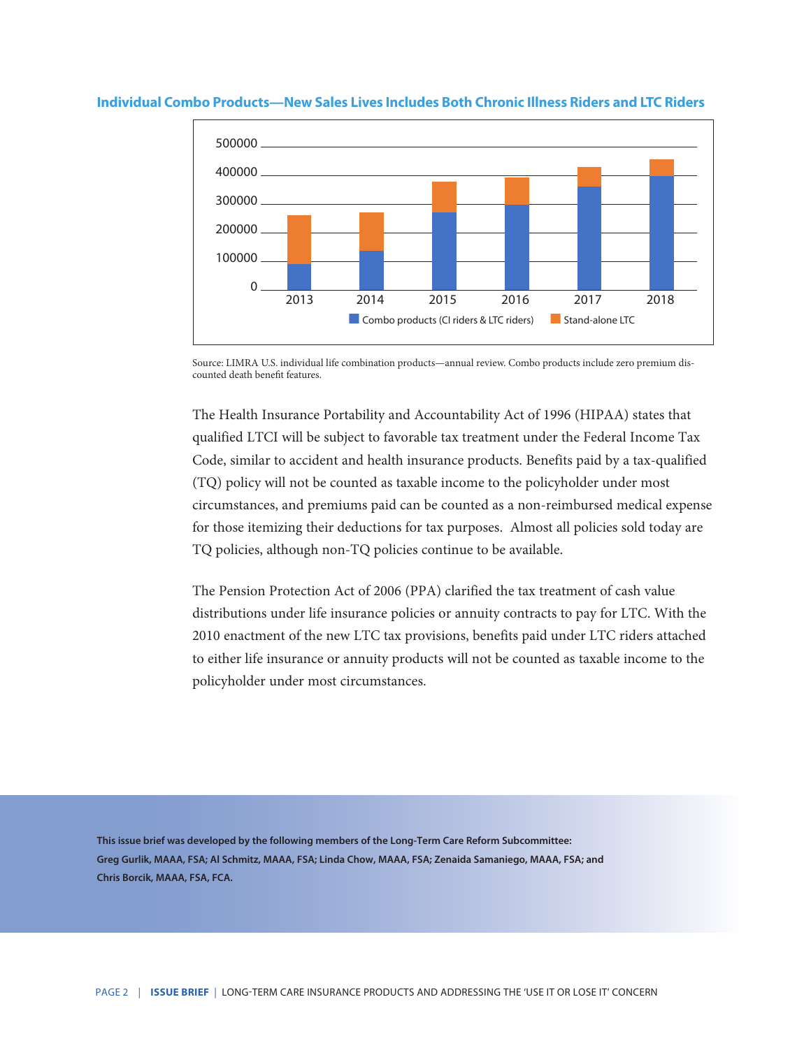**Individual Combo Products—New Sales Lives Includes Both Chronic Illness Riders and LTC Riders**

500000
400000
300000
200000
100000
0
2013 2014 2015 2016 2017 2018
Combo products (CI riders & LTC riders) Stand-alone LTC

Source: LIMRA U.S. individual life combination products—annual review. Combo products include zero premium discounted death benefit features.

The Health Insurance Portability and Accountability Act of 1996 (HIPAA) states that qualified LTCI will be subject to favorable tax treatment under the Federal Income Tax Code, similar to accident and health insurance products. Benefits paid by a tax-qualified (TQ) policy will not be counted as taxable income to the policyholder under most circumstances, and premiums paid can be counted as a non-reimbursed medical expense for those itemizing their deductions for tax purposes. Almost all policies sold today are TQ policies, although non-TQ policies continue to be available.

The Pension Protection Act of 2006 (PPA) clarified the tax treatment of cash value distributions under life insurance policies or annuity contracts to pay for LTC. With the 2010 enactment of the new LTC tax provisions, benefits paid under LTC riders attached to either life insurance or annuity products will not be counted as taxable income to the policyholder under most circumstances.

**This issue brief was developed by the following members of the Long-Term Care Reform Subcommittee: Greg Gurlik, MAAA, FSA; Al Schmitz, MAAA, FSA; Linda Chow, MAAA, FSA; Zenaida Samaniego, MAAA, FSA; and Chris Borcik, MAAA, FSA, FCA.**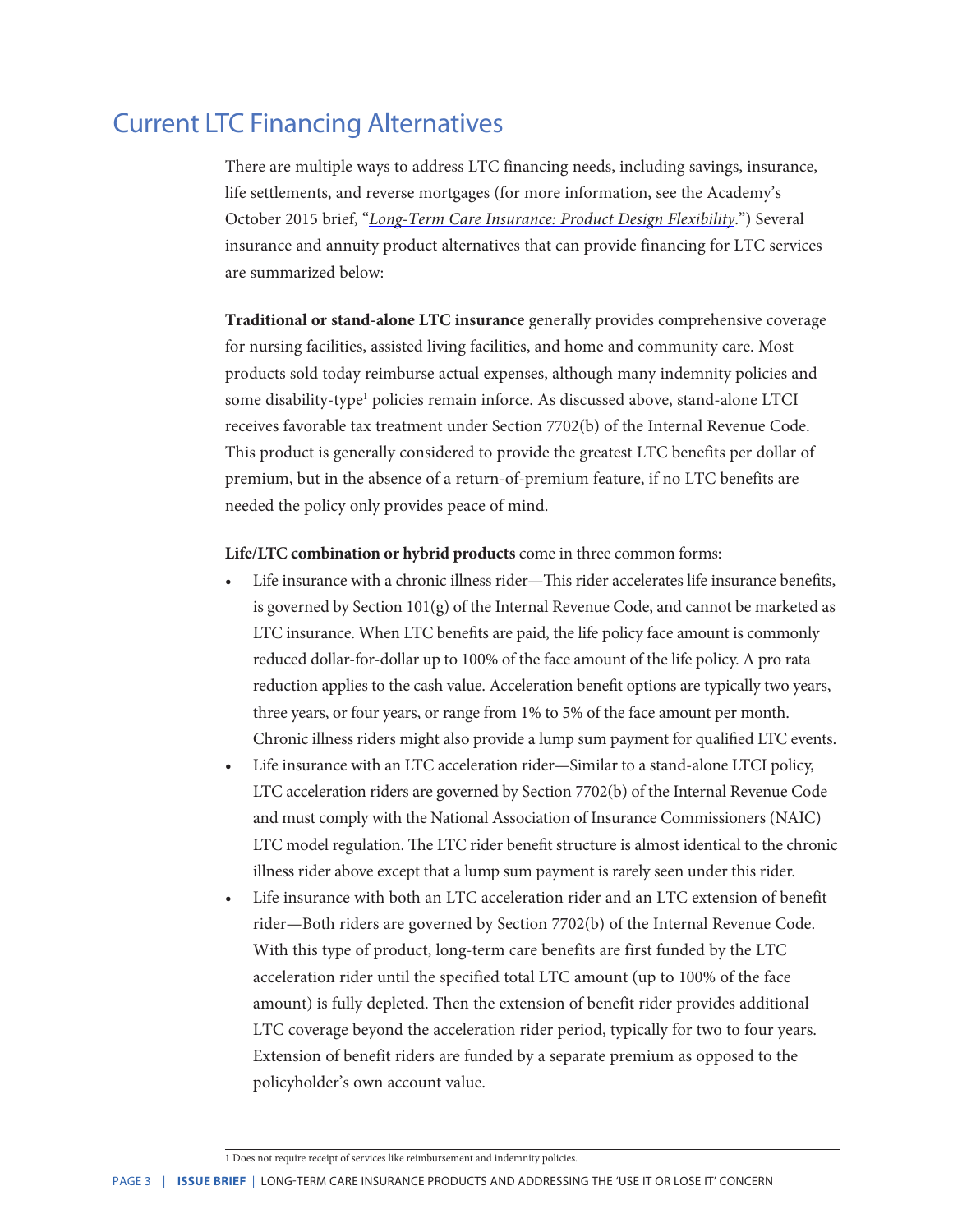## Current LTC Financing Alternatives

There are multiple ways to address LTC financing needs, including savings, insurance, life settlements, and reverse mortgages (for more information, see the Academy's October 2015 brief, "*Long-Term Care Insurance: Product Design Flexibility*.") Several insurance and annuity product alternatives that can provide financing for LTC services are summarized below:

**Traditional or stand-alone LTC insurance** generally provides comprehensive coverage for nursing facilities, assisted living facilities, and home and community care. Most products sold today reimburse actual expenses, although many indemnity policies and some disability-type[1] policies remain inforce. As discussed above, stand-alone LTCI receives favorable tax treatment under Section 7702(b) of the Internal Revenue Code. This product is generally considered to provide the greatest LTC benefits per dollar of premium, but in the absence of a return-of-premium feature, if no LTC benefits are needed the policy only provides peace of mind.

**Life/LTC combination or hybrid products** come in three common forms:

- Life insurance with a chronic illness rider—This rider accelerates life insurance benefits, is governed by Section 101(g) of the Internal Revenue Code, and cannot be marketed as LTC insurance. When LTC benefits are paid, the life policy face amount is commonly reduced dollar-for-dollar up to 100% of the face amount of the life policy. A pro rata reduction applies to the cash value. Acceleration benefit options are typically two years, three years, or four years, or range from 1% to 5% of the face amount per month. Chronic illness riders might also provide a lump sum payment for qualified LTC events.
- Life insurance with an LTC acceleration rider—Similar to a stand-alone LTCI policy, LTC acceleration riders are governed by Section 7702(b) of the Internal Revenue Code and must comply with the National Association of Insurance Commissioners (NAIC) LTC model regulation. The LTC rider benefit structure is almost identical to the chronic illness rider above except that a lump sum payment is rarely seen under this rider.
- Life insurance with both an LTC acceleration rider and an LTC extension of benefit rider—Both riders are governed by Section 7702(b) of the Internal Revenue Code. With this type of product, long-term care benefits are first funded by the LTC acceleration rider until the specified total LTC amount (up to 100% of the face amount) is fully depleted. Then the extension of benefit rider provides additional LTC coverage beyond the acceleration rider period, typically for two to four years. Extension of benefit riders are funded by a separate premium as opposed to the policyholder's own account value.

[1] Does not require receipt of services like reimbursement and indemnity policies.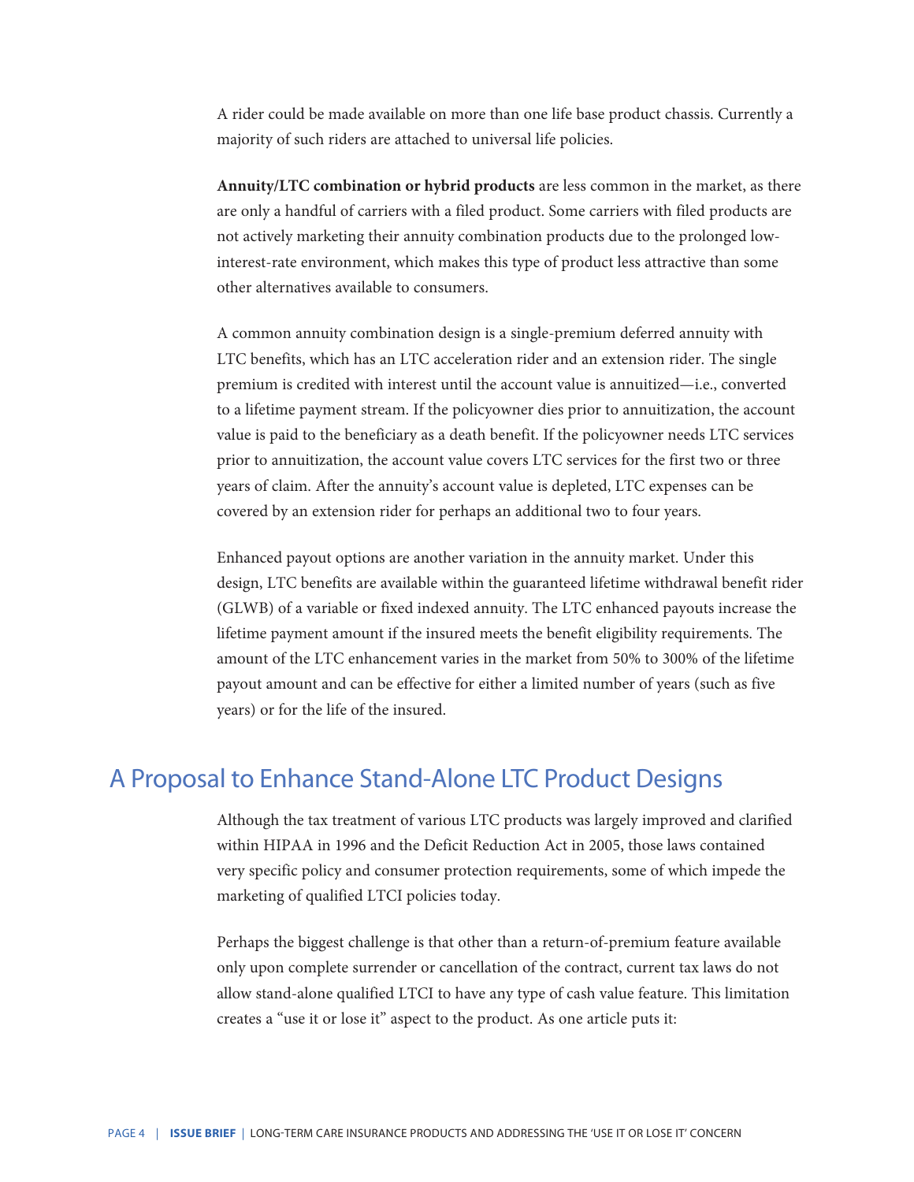A rider could be made available on more than one life base product chassis. Currently a majority of such riders are attached to universal life policies.

**Annuity/LTC combination or hybrid products** are less common in the market, as there are only a handful of carriers with a filed product. Some carriers with filed products are not actively marketing their annuity combination products due to the prolonged low-interest-rate environment, which makes this type of product less attractive than some other alternatives available to consumers.

A common annuity combination design is a single-premium deferred annuity with LTC benefits, which has an LTC acceleration rider and an extension rider. The single premium is credited with interest until the account value is annuitized—i.e., converted to a lifetime payment stream. If the policyowner dies prior to annuitization, the account value is paid to the beneficiary as a death benefit. If the policyowner needs LTC services prior to annuitization, the account value covers LTC services for the first two or three years of claim. After the annuity's account value is depleted, LTC expenses can be covered by an extension rider for perhaps an additional two to four years.

Enhanced payout options are another variation in the annuity market. Under this design, LTC benefits are available within the guaranteed lifetime withdrawal benefit rider (GLWB) of a variable or fixed indexed annuity. The LTC enhanced payouts increase the lifetime payment amount if the insured meets the benefit eligibility requirements. The amount of the LTC enhancement varies in the market from 50% to 300% of the lifetime payout amount and can be effective for either a limited number of years (such as five years) or for the life of the insured.

## A Proposal to Enhance Stand-Alone LTC Product Designs

Although the tax treatment of various LTC products was largely improved and clarified within HIPAA in 1996 and the Deficit Reduction Act in 2005, those laws contained very specific policy and consumer protection requirements, some of which impede the marketing of qualified LTCI policies today.

Perhaps the biggest challenge is that other than a return-of-premium feature available only upon complete surrender or cancellation of the contract, current tax laws do not allow stand-alone qualified LTCI to have any type of cash value feature. This limitation creates a "use it or lose it" aspect to the product. As one article puts it: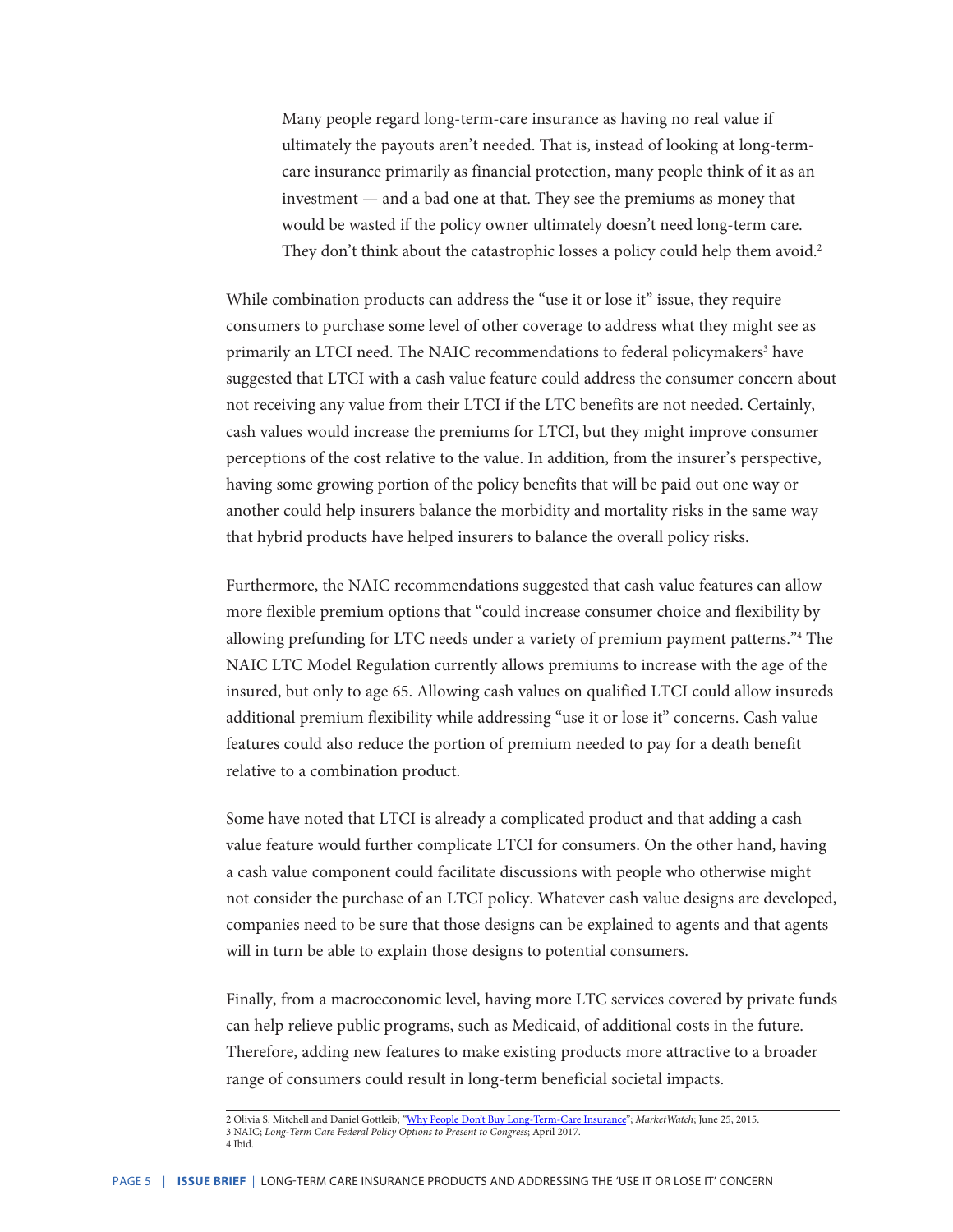> Many people regard long-term-care insurance as having no real value if ultimately the payouts aren't needed. That is, instead of looking at long-term-care insurance primarily as financial protection, many people think of it as an investment — and a bad one at that. They see the premiums as money that would be wasted if the policy owner ultimately doesn't need long-term care. They don't think about the catastrophic losses a policy could help them avoid.[2]

While combination products can address the "use it or lose it" issue, they require consumers to purchase some level of other coverage to address what they might see as primarily an LTCI need. The NAIC recommendations to federal policymakers[3] have suggested that LTCI with a cash value feature could address the consumer concern about not receiving any value from their LTCI if the LTC benefits are not needed. Certainly, cash values would increase the premiums for LTCI, but they might improve consumer perceptions of the cost relative to the value. In addition, from the insurer's perspective, having some growing portion of the policy benefits that will be paid out one way or another could help insurers balance the morbidity and mortality risks in the same way that hybrid products have helped insurers to balance the overall policy risks.

Furthermore, the NAIC recommendations suggested that cash value features can allow more flexible premium options that "could increase consumer choice and flexibility by allowing prefunding for LTC needs under a variety of premium payment patterns."[4] The NAIC LTC Model Regulation currently allows premiums to increase with the age of the insured, but only to age 65. Allowing cash values on qualified LTCI could allow insureds additional premium flexibility while addressing "use it or lose it" concerns. Cash value features could also reduce the portion of premium needed to pay for a death benefit relative to a combination product.

Some have noted that LTCI is already a complicated product and that adding a cash value feature would further complicate LTCI for consumers. On the other hand, having a cash value component could facilitate discussions with people who otherwise might not consider the purchase of an LTCI policy. Whatever cash value designs are developed, companies need to be sure that those designs can be explained to agents and that agents will in turn be able to explain those designs to potential consumers.

Finally, from a macroeconomic level, having more LTC services covered by private funds can help relieve public programs, such as Medicaid, of additional costs in the future. Therefore, adding new features to make existing products more attractive to a broader range of consumers could result in long-term beneficial societal impacts.

---

2 Olivia S. Mitchell and Daniel Gottleib; "Why People Don't Buy Long-Term-Care Insurance"; *MarketWatch*; June 25, 2015.
3 NAIC; *Long-Term Care Federal Policy Options to Present to Congress*; April 2017.
4 Ibid.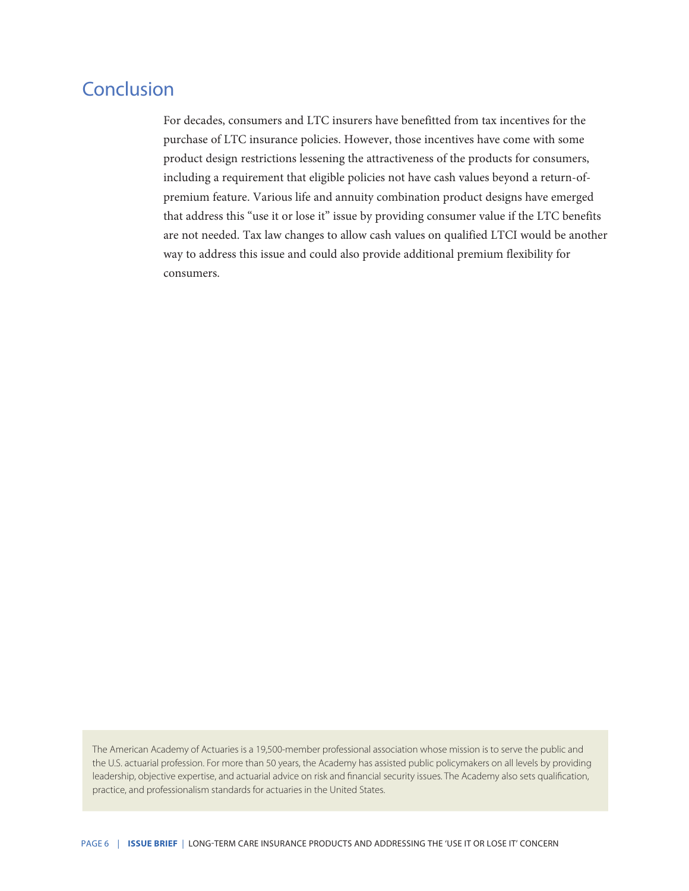## Conclusion

For decades, consumers and LTC insurers have benefitted from tax incentives for the purchase of LTC insurance policies. However, those incentives have come with some product design restrictions lessening the attractiveness of the products for consumers, including a requirement that eligible policies not have cash values beyond a return-of-premium feature. Various life and annuity combination product designs have emerged that address this "use it or lose it" issue by providing consumer value if the LTC benefits are not needed. Tax law changes to allow cash values on qualified LTCI would be another way to address this issue and could also provide additional premium flexibility for consumers.

The American Academy of Actuaries is a 19,500-member professional association whose mission is to serve the public and the U.S. actuarial profession. For more than 50 years, the Academy has assisted public policymakers on all levels by providing leadership, objective expertise, and actuarial advice on risk and financial security issues. The Academy also sets qualification, practice, and professionalism standards for actuaries in the United States.